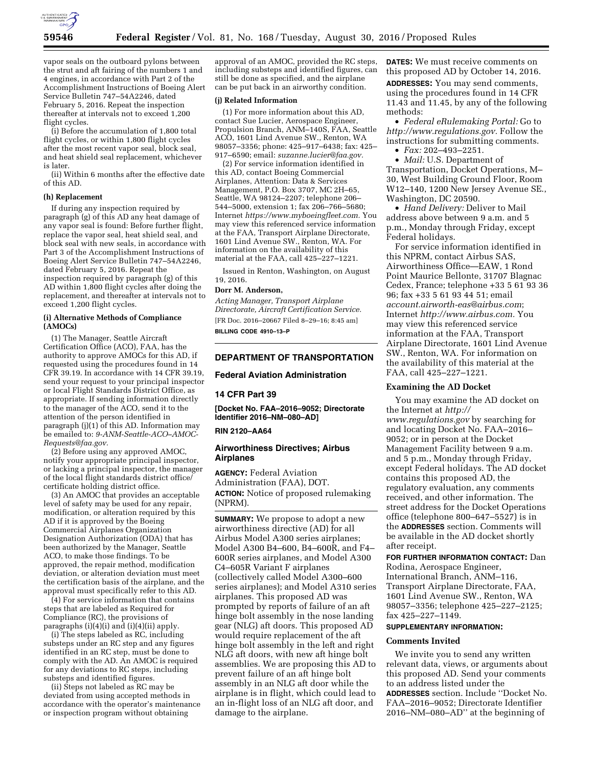vapor seals on the outboard pylons between the strut and aft fairing of the numbers 1 and 4 engines, in accordance with Part 2 of the Accomplishment Instructions of Boeing Alert Service Bulletin 747–54A2246, dated February 5, 2016. Repeat the inspection thereafter at intervals not to exceed 1,200 flight cycles.

(i) Before the accumulation of 1,800 total flight cycles, or within 1,800 flight cycles after the most recent vapor seal, block seal, and heat shield seal replacement, whichever is later.

(ii) Within 6 months after the effective date of this AD.

**(h) Replacement**

If during any inspection required by paragraph (g) of this AD any heat damage of any vapor seal is found: Before further flight, replace the vapor seal, heat shield seal, and block seal with new seals, in accordance with Part 3 of the Accomplishment Instructions of Boeing Alert Service Bulletin 747–54A2246, dated February 5, 2016. Repeat the inspection required by paragraph (g) of this AD within 1,800 flight cycles after doing the replacement, and thereafter at intervals not to exceed 1,200 flight cycles.

**(i) Alternative Methods of Compliance (AMOCs)**

(1) The Manager, Seattle Aircraft Certification Office (ACO), FAA, has the authority to approve AMOCs for this AD, if requested using the procedures found in 14 CFR 39.19. In accordance with 14 CFR 39.19, send your request to your principal inspector or local Flight Standards District Office, as appropriate. If sending information directly to the manager of the ACO, send it to the attention of the person identified in paragraph (j)(1) of this AD. Information may be emailed to: *9-ANM-Seattle-ACO–AMOC-Requests@faa.gov.*

(2) Before using any approved AMOC, notify your appropriate principal inspector, or lacking a principal inspector, the manager of the local flight standards district office/certificate holding district office.

(3) An AMOC that provides an acceptable level of safety may be used for any repair, modification, or alteration required by this AD if it is approved by the Boeing Commercial Airplanes Organization Designation Authorization (ODA) that has been authorized by the Manager, Seattle ACO, to make those findings. To be approved, the repair method, modification deviation, or alteration deviation must meet the certification basis of the airplane, and the approval must specifically refer to this AD.

(4) For service information that contains steps that are labeled as Required for Compliance (RC), the provisions of paragraphs (i)(4)(i) and (i)(4)(ii) apply.

(i) The steps labeled as RC, including substeps under an RC step and any figures identified in an RC step, must be done to comply with the AD. An AMOC is required for any deviations to RC steps, including substeps and identified figures.

(ii) Steps not labeled as RC may be deviated from using accepted methods in accordance with the operator's maintenance or inspection program without obtaining approval of an AMOC, provided the RC steps, including substeps and identified figures, can still be done as specified, and the airplane can be put back in an airworthy condition.

**(j) Related Information**

(1) For more information about this AD, contact Sue Lucier, Aerospace Engineer, Propulsion Branch, ANM–140S, FAA, Seattle ACO, 1601 Lind Avenue SW., Renton, WA 98057–3356; phone: 425–917–6438; fax: 425–917–6590; email: *suzanne.lucier@faa.gov.*

(2) For service information identified in this AD, contact Boeing Commercial Airplanes, Attention: Data & Services Management, P.O. Box 3707, MC 2H–65, Seattle, WA 98124–2207; telephone 206–544–5000, extension 1; fax 206–766–5680; Internet *https://www.myboeingfleet.com.* You may view this referenced service information at the FAA, Transport Airplane Directorate, 1601 Lind Avenue SW., Renton, WA. For information on the availability of this material at the FAA, call 425–227–1221.

Issued in Renton, Washington, on August 19, 2016.

**Dorr M. Anderson,**

*Acting Manager, Transport Airplane Directorate, Aircraft Certification Service.*

[FR Doc. 2016–20667 Filed 8–29–16; 8:45 am]

**BILLING CODE 4910–13–P**

---

## DEPARTMENT OF TRANSPORTATION

### Federal Aviation Administration

### 14 CFR Part 39

**[Docket No. FAA–2016–9052; Directorate Identifier 2016–NM–080–AD]**

**RIN 2120–AA64**

### Airworthiness Directives; Airbus Airplanes

**AGENCY:** Federal Aviation Administration (FAA), DOT.

**ACTION:** Notice of proposed rulemaking (NPRM).

**SUMMARY:** We propose to adopt a new airworthiness directive (AD) for all Airbus Model A300 series airplanes; Model A300 B4–600, B4–600R, and F4–600R series airplanes, and Model A300 C4–605R Variant F airplanes (collectively called Model A300–600 series airplanes); and Model A310 series airplanes. This proposed AD was prompted by reports of failure of an aft hinge bolt assembly in the nose landing gear (NLG) aft doors. This proposed AD would require replacement of the aft hinge bolt assembly in the left and right NLG aft doors, with new aft hinge bolt assemblies. We are proposing this AD to prevent failure of an aft hinge bolt assembly in an NLG aft door while the airplane is in flight, which could lead to an in-flight loss of an NLG aft door, and damage to the airplane.

**DATES:** We must receive comments on this proposed AD by October 14, 2016.

**ADDRESSES:** You may send comments, using the procedures found in 14 CFR 11.43 and 11.45, by any of the following methods:

- *Federal eRulemaking Portal:* Go to *http://www.regulations.gov.* Follow the instructions for submitting comments.
- *Fax:* 202–493–2251.
- *Mail:* U.S. Department of Transportation, Docket Operations, M–30, West Building Ground Floor, Room W12–140, 1200 New Jersey Avenue SE., Washington, DC 20590.
- *Hand Delivery:* Deliver to Mail address above between 9 a.m. and 5 p.m., Monday through Friday, except Federal holidays.

For service information identified in this NPRM, contact Airbus SAS, Airworthiness Office—EAW, 1 Rond Point Maurice Bellonte, 31707 Blagnac Cedex, France; telephone +33 5 61 93 36 96; fax +33 5 61 93 44 51; email *account.airworth-eas@airbus.com*; Internet *http://www.airbus.com.* You may view this referenced service information at the FAA, Transport Airplane Directorate, 1601 Lind Avenue SW., Renton, WA. For information on the availability of this material at the FAA, call 425–227–1221.

**Examining the AD Docket**

You may examine the AD docket on the Internet at *http://www.regulations.gov* by searching for and locating Docket No. FAA–2016–9052; or in person at the Docket Management Facility between 9 a.m. and 5 p.m., Monday through Friday, except Federal holidays. The AD docket contains this proposed AD, the regulatory evaluation, any comments received, and other information. The street address for the Docket Operations office (telephone 800–647–5527) is in the **ADDRESSES** section. Comments will be available in the AD docket shortly after receipt.

**FOR FURTHER INFORMATION CONTACT:** Dan Rodina, Aerospace Engineer, International Branch, ANM–116, Transport Airplane Directorate, FAA, 1601 Lind Avenue SW., Renton, WA 98057–3356; telephone 425–227–2125; fax 425–227–1149.

**SUPPLEMENTARY INFORMATION:**

**Comments Invited**

We invite you to send any written relevant data, views, or arguments about this proposed AD. Send your comments to an address listed under the **ADDRESSES** section. Include ''Docket No. FAA–2016–9052; Directorate Identifier 2016–NM–080–AD'' at the beginning of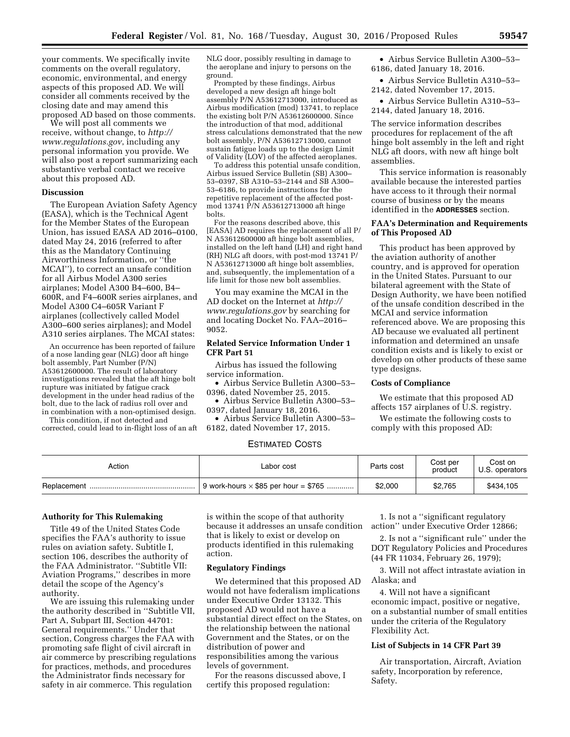your comments. We specifically invite comments on the overall regulatory, economic, environmental, and energy aspects of this proposed AD. We will consider all comments received by the closing date and may amend this proposed AD based on those comments.

We will post all comments we receive, without change, to *http://www.regulations.gov*, including any personal information you provide. We will also post a report summarizing each substantive verbal contact we receive about this proposed AD.

### Discussion

The European Aviation Safety Agency (EASA), which is the Technical Agent for the Member States of the European Union, has issued EASA AD 2016–0100, dated May 24, 2016 (referred to after this as the Mandatory Continuing Airworthiness Information, or ''the MCAI''), to correct an unsafe condition for all Airbus Model A300 series airplanes; Model A300 B4–600, B4–600R, and F4–600R series airplanes, and Model A300 C4–605R Variant F airplanes (collectively called Model A300–600 series airplanes); and Model A310 series airplanes. The MCAI states:

> An occurrence has been reported of failure of a nose landing gear (NLG) door aft hinge bolt assembly, Part Number (P/N) A53612600000. The result of laboratory investigations revealed that the aft hinge bolt rupture was initiated by fatigue crack development in the under head radius of the bolt, due to the lack of radius roll over and in combination with a non-optimised design.
>
> This condition, if not detected and corrected, could lead to in-flight loss of an aft NLG door, possibly resulting in damage to the aeroplane and injury to persons on the ground.
>
> Prompted by these findings, Airbus developed a new design aft hinge bolt assembly P/N A53612713000, introduced as Airbus modification (mod) 13741, to replace the existing bolt P/N A53612600000. Since the introduction of that mod, additional stress calculations demonstrated that the new bolt assembly, P/N A53612713000, cannot sustain fatigue loads up to the design Limit of Validity (LOV) of the affected aeroplanes.
>
> To address this potential unsafe condition, Airbus issued Service Bulletin (SB) A300–53–0397, SB A310–53–2144 and SB A300–53–6186, to provide instructions for the repetitive replacement of the affected post-mod 13741 P/N A53612713000 aft hinge bolts.
>
> For the reasons described above, this [EASA] AD requires the replacement of all P/N A53612600000 aft hinge bolt assemblies, installed on the left hand (LH) and right hand (RH) NLG aft doors, with post-mod 13741 P/N A53612713000 aft hinge bolt assemblies, and, subsequently, the implementation of a life limit for those new bolt assemblies.

You may examine the MCAI in the AD docket on the Internet at *http://www.regulations.gov* by searching for and locating Docket No. FAA–2016–9052.

### Related Service Information Under 1 CFR Part 51

Airbus has issued the following service information.

- Airbus Service Bulletin A300–53–0396, dated November 25, 2015.
- Airbus Service Bulletin A300–53–0397, dated January 18, 2016.
- Airbus Service Bulletin A300–53–6182, dated November 17, 2015.
- Airbus Service Bulletin A300–53–6186, dated January 18, 2016.
- Airbus Service Bulletin A310–53–2142, dated November 17, 2015.
- Airbus Service Bulletin A310–53–2144, dated January 18, 2016.

The service information describes procedures for replacement of the aft hinge bolt assembly in the left and right NLG aft doors, with new aft hinge bolt assemblies.

This service information is reasonably available because the interested parties have access to it through their normal course of business or by the means identified in the **ADDRESSES** section.

### FAA's Determination and Requirements of This Proposed AD

This product has been approved by the aviation authority of another country, and is approved for operation in the United States. Pursuant to our bilateral agreement with the State of Design Authority, we have been notified of the unsafe condition described in the MCAI and service information referenced above. We are proposing this AD because we evaluated all pertinent information and determined an unsafe condition exists and is likely to exist or develop on other products of these same type designs.

### Costs of Compliance

We estimate that this proposed AD affects 157 airplanes of U.S. registry.

We estimate the following costs to comply with this proposed AD:

ESTIMATED COSTS

| Action | Labor cost | Parts cost | Cost per product | Cost on U.S. operators |
|---|---|---|---|---|
| Replacement | 9 work-hours × $85 per hour = $765 | $2,000 | $2,765 | $434,105 |

### Authority for This Rulemaking

Title 49 of the United States Code specifies the FAA's authority to issue rules on aviation safety. Subtitle I, section 106, describes the authority of the FAA Administrator. ''Subtitle VII: Aviation Programs,'' describes in more detail the scope of the Agency's authority.

We are issuing this rulemaking under the authority described in ''Subtitle VII, Part A, Subpart III, Section 44701: General requirements.'' Under that section, Congress charges the FAA with promoting safe flight of civil aircraft in air commerce by prescribing regulations for practices, methods, and procedures the Administrator finds necessary for safety in air commerce. This regulation is within the scope of that authority because it addresses an unsafe condition that is likely to exist or develop on products identified in this rulemaking action.

### Regulatory Findings

We determined that this proposed AD would not have federalism implications under Executive Order 13132. This proposed AD would not have a substantial direct effect on the States, on the relationship between the national Government and the States, or on the distribution of power and responsibilities among the various levels of government.

For the reasons discussed above, I certify this proposed regulation:

1. Is not a ''significant regulatory action'' under Executive Order 12866;

2. Is not a ''significant rule'' under the DOT Regulatory Policies and Procedures (44 FR 11034, February 26, 1979);

3. Will not affect intrastate aviation in Alaska; and

4. Will not have a significant economic impact, positive or negative, on a substantial number of small entities under the criteria of the Regulatory Flexibility Act.

### List of Subjects in 14 CFR Part 39

Air transportation, Aircraft, Aviation safety, Incorporation by reference, Safety.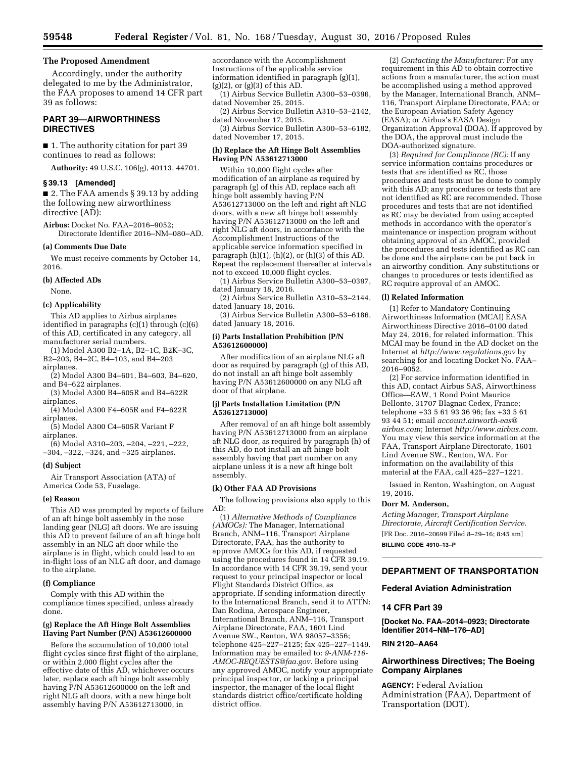## The Proposed Amendment

Accordingly, under the authority delegated to me by the Administrator, the FAA proposes to amend 14 CFR part 39 as follows:

## PART 39—AIRWORTHINESS DIRECTIVES

■ 1. The authority citation for part 39 continues to read as follows:

**Authority:** 49 U.S.C. 106(g), 40113, 44701.

### § 39.13 [Amended]

■ 2. The FAA amends § 39.13 by adding the following new airworthiness directive (AD):

**Airbus:** Docket No. FAA–2016–9052; Directorate Identifier 2016–NM–080–AD.

#### (a) Comments Due Date

We must receive comments by October 14, 2016.

#### (b) Affected ADs

None.

#### (c) Applicability

This AD applies to Airbus airplanes identified in paragraphs (c)(1) through (c)(6) of this AD, certificated in any category, all manufacturer serial numbers.

(1) Model A300 B2–1A, B2–1C, B2K–3C, B2–203, B4–2C, B4–103, and B4–203 airplanes.

(2) Model A300 B4–601, B4–603, B4–620, and B4–622 airplanes.

(3) Model A300 B4–605R and B4–622R airplanes.

(4) Model A300 F4–605R and F4–622R airplanes.

(5) Model A300 C4–605R Variant F airplanes.

(6) Model A310–203, –204, –221, –222, –304, –322, –324, and –325 airplanes.

#### (d) Subject

Air Transport Association (ATA) of America Code 53, Fuselage.

#### (e) Reason

This AD was prompted by reports of failure of an aft hinge bolt assembly in the nose landing gear (NLG) aft doors. We are issuing this AD to prevent failure of an aft hinge bolt assembly in an NLG aft door while the airplane is in flight, which could lead to an in-flight loss of an NLG aft door, and damage to the airplane.

#### (f) Compliance

Comply with this AD within the compliance times specified, unless already done.

#### (g) Replace the Aft Hinge Bolt Assemblies Having Part Number (P/N) A53612600000

Before the accumulation of 10,000 total flight cycles since first flight of the airplane, or within 2,000 flight cycles after the effective date of this AD, whichever occurs later, replace each aft hinge bolt assembly having P/N A53612600000 on the left and right NLG aft doors, with a new hinge bolt assembly having P/N A53612713000, in accordance with the Accomplishment Instructions of the applicable service information identified in paragraph (g)(1), (g)(2), or (g)(3) of this AD.

(1) Airbus Service Bulletin A300–53–0396, dated November 25, 2015.

(2) Airbus Service Bulletin A310–53–2142, dated November 17, 2015.

(3) Airbus Service Bulletin A300–53–6182, dated November 17, 2015.

#### (h) Replace the Aft Hinge Bolt Assemblies Having P/N A53612713000

Within 10,000 flight cycles after modification of an airplane as required by paragraph (g) of this AD, replace each aft hinge bolt assembly having P/N A53612713000 on the left and right aft NLG doors, with a new aft hinge bolt assembly having P/N A53612713000 on the left and right NLG aft doors, in accordance with the Accomplishment Instructions of the applicable service information specified in paragraph (h)(1), (h)(2), or (h)(3) of this AD. Repeat the replacement thereafter at intervals not to exceed 10,000 flight cycles.

(1) Airbus Service Bulletin A300–53–0397, dated January 18, 2016.

(2) Airbus Service Bulletin A310–53–2144, dated January 18, 2016.

(3) Airbus Service Bulletin A300–53–6186, dated January 18, 2016.

#### (i) Parts Installation Prohibition (P/N A53612600000)

After modification of an airplane NLG aft door as required by paragraph (g) of this AD, do not install an aft hinge bolt assembly having P/N A53612600000 on any NLG aft door of that airplane.

#### (j) Parts Installation Limitation (P/N A53612713000)

After removal of an aft hinge bolt assembly having P/N A53612713000 from an airplane aft NLG door, as required by paragraph (h) of this AD, do not install an aft hinge bolt assembly having that part number on any airplane unless it is a new aft hinge bolt assembly.

#### (k) Other FAA AD Provisions

The following provisions also apply to this AD:

(1) *Alternative Methods of Compliance (AMOCs):* The Manager, International Branch, ANM–116, Transport Airplane Directorate, FAA, has the authority to approve AMOCs for this AD, if requested using the procedures found in 14 CFR 39.19. In accordance with 14 CFR 39.19, send your request to your principal inspector or local Flight Standards District Office, as appropriate. If sending information directly to the International Branch, send it to ATTN: Dan Rodina, Aerospace Engineer, International Branch, ANM–116, Transport Airplane Directorate, FAA, 1601 Lind Avenue SW., Renton, WA 98057–3356; telephone 425–227–2125; fax 425–227–1149. Information may be emailed to: *9-ANM-116-AMOC-REQUESTS@faa.gov*. Before using any approved AMOC, notify your appropriate principal inspector, or lacking a principal inspector, the manager of the local flight standards district office/certificate holding district office.

(2) *Contacting the Manufacturer:* For any requirement in this AD to obtain corrective actions from a manufacturer, the action must be accomplished using a method approved by the Manager, International Branch, ANM–116, Transport Airplane Directorate, FAA; or the European Aviation Safety Agency (EASA); or Airbus's EASA Design Organization Approval (DOA). If approved by the DOA, the approval must include the DOA-authorized signature.

(3) *Required for Compliance (RC):* If any service information contains procedures or tests that are identified as RC, those procedures and tests must be done to comply with this AD; any procedures or tests that are not identified as RC are recommended. Those procedures and tests that are not identified as RC may be deviated from using accepted methods in accordance with the operator's maintenance or inspection program without obtaining approval of an AMOC, provided the procedures and tests identified as RC can be done and the airplane can be put back in an airworthy condition. Any substitutions or changes to procedures or tests identified as RC require approval of an AMOC.

#### (l) Related Information

(1) Refer to Mandatory Continuing Airworthiness Information (MCAI) EASA Airworthiness Directive 2016–0100 dated May 24, 2016, for related information. This MCAI may be found in the AD docket on the Internet at *http://www.regulations.gov* by searching for and locating Docket No. FAA–2016–9052.

(2) For service information identified in this AD, contact Airbus SAS, Airworthiness Office—EAW, 1 Rond Point Maurice Bellonte, 31707 Blagnac Cedex, France; telephone +33 5 61 93 36 96; fax +33 5 61 93 44 51; email *account.airworth-eas@airbus.com*; Internet *http://www.airbus.com*. You may view this service information at the FAA, Transport Airplane Directorate, 1601 Lind Avenue SW., Renton, WA. For information on the availability of this material at the FAA, call 425–227–1221.

Issued in Renton, Washington, on August 19, 2016.

**Dorr M. Anderson,**

*Acting Manager, Transport Airplane Directorate, Aircraft Certification Service.*

[FR Doc. 2016–20699 Filed 8–29–16; 8:45 am]

**BILLING CODE 4910–13–P**

---

## DEPARTMENT OF TRANSPORTATION

### Federal Aviation Administration

### 14 CFR Part 39

**[Docket No. FAA–2014–0923; Directorate Identifier 2014–NM–176–AD]**

**RIN 2120–AA64**

### Airworthiness Directives; The Boeing Company Airplanes

**AGENCY:** Federal Aviation Administration (FAA), Department of Transportation (DOT).